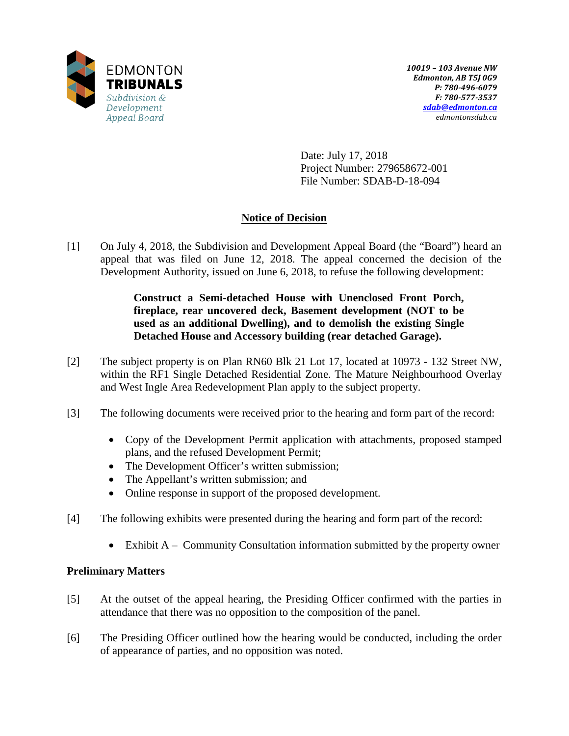EDMONTON
**TRIBUNALS**
*Subdivision & Development Appeal Board*

*10019 – 103 Avenue NW*
*Edmonton, AB T5J 0G9*
*P: 780-496-6079*
*F: 780-577-3537*
*sdab@edmonton.ca*
*edmontonsdab.ca*

Date: July 17, 2018
Project Number: 279658672-001
File Number: SDAB-D-18-094

## Notice of Decision

[1] On July 4, 2018, the Subdivision and Development Appeal Board (the "Board") heard an appeal that was filed on June 12, 2018. The appeal concerned the decision of the Development Authority, issued on June 6, 2018, to refuse the following development:

> **Construct a Semi-detached House with Unenclosed Front Porch, fireplace, rear uncovered deck, Basement development (NOT to be used as an additional Dwelling), and to demolish the existing Single Detached House and Accessory building (rear detached Garage).**

[2] The subject property is on Plan RN60 Blk 21 Lot 17, located at 10973 - 132 Street NW, within the RF1 Single Detached Residential Zone. The Mature Neighbourhood Overlay and West Ingle Area Redevelopment Plan apply to the subject property.

[3] The following documents were received prior to the hearing and form part of the record:

- Copy of the Development Permit application with attachments, proposed stamped plans, and the refused Development Permit;
- The Development Officer's written submission;
- The Appellant's written submission; and
- Online response in support of the proposed development.

[4] The following exhibits were presented during the hearing and form part of the record:

- Exhibit A – Community Consultation information submitted by the property owner

### Preliminary Matters

[5] At the outset of the appeal hearing, the Presiding Officer confirmed with the parties in attendance that there was no opposition to the composition of the panel.

[6] The Presiding Officer outlined how the hearing would be conducted, including the order of appearance of parties, and no opposition was noted.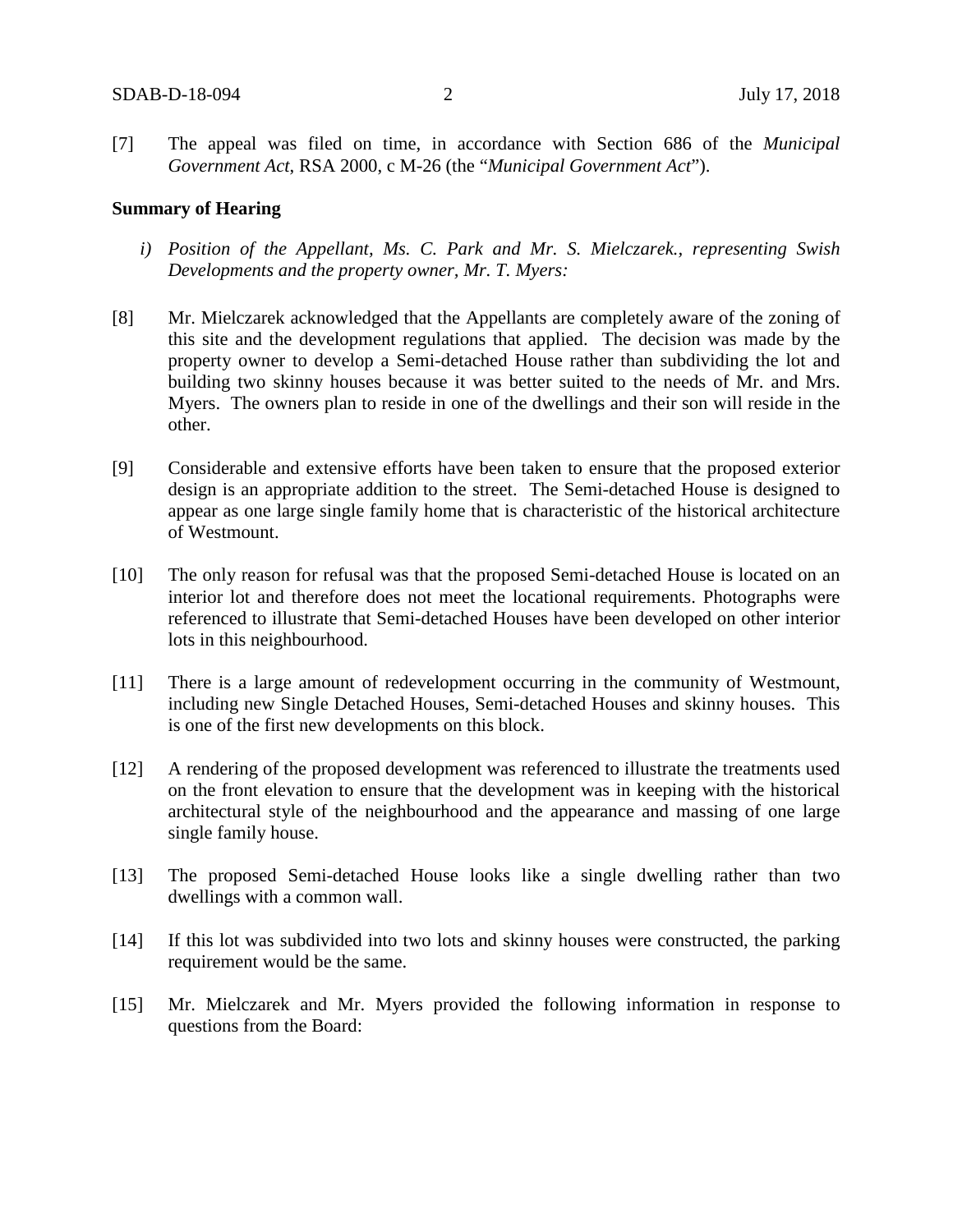[7] The appeal was filed on time, in accordance with Section 686 of the *Municipal Government Act*, RSA 2000, c M-26 (the "*Municipal Government Act*").

**Summary of Hearing**

*i) Position of the Appellant, Ms. C. Park and Mr. S. Mielczarek., representing Swish Developments and the property owner, Mr. T. Myers:*

[8] Mr. Mielczarek acknowledged that the Appellants are completely aware of the zoning of this site and the development regulations that applied. The decision was made by the property owner to develop a Semi-detached House rather than subdividing the lot and building two skinny houses because it was better suited to the needs of Mr. and Mrs. Myers. The owners plan to reside in one of the dwellings and their son will reside in the other.

[9] Considerable and extensive efforts have been taken to ensure that the proposed exterior design is an appropriate addition to the street. The Semi-detached House is designed to appear as one large single family home that is characteristic of the historical architecture of Westmount.

[10] The only reason for refusal was that the proposed Semi-detached House is located on an interior lot and therefore does not meet the locational requirements. Photographs were referenced to illustrate that Semi-detached Houses have been developed on other interior lots in this neighbourhood.

[11] There is a large amount of redevelopment occurring in the community of Westmount, including new Single Detached Houses, Semi-detached Houses and skinny houses. This is one of the first new developments on this block.

[12] A rendering of the proposed development was referenced to illustrate the treatments used on the front elevation to ensure that the development was in keeping with the historical architectural style of the neighbourhood and the appearance and massing of one large single family house.

[13] The proposed Semi-detached House looks like a single dwelling rather than two dwellings with a common wall.

[14] If this lot was subdivided into two lots and skinny houses were constructed, the parking requirement would be the same.

[15] Mr. Mielczarek and Mr. Myers provided the following information in response to questions from the Board: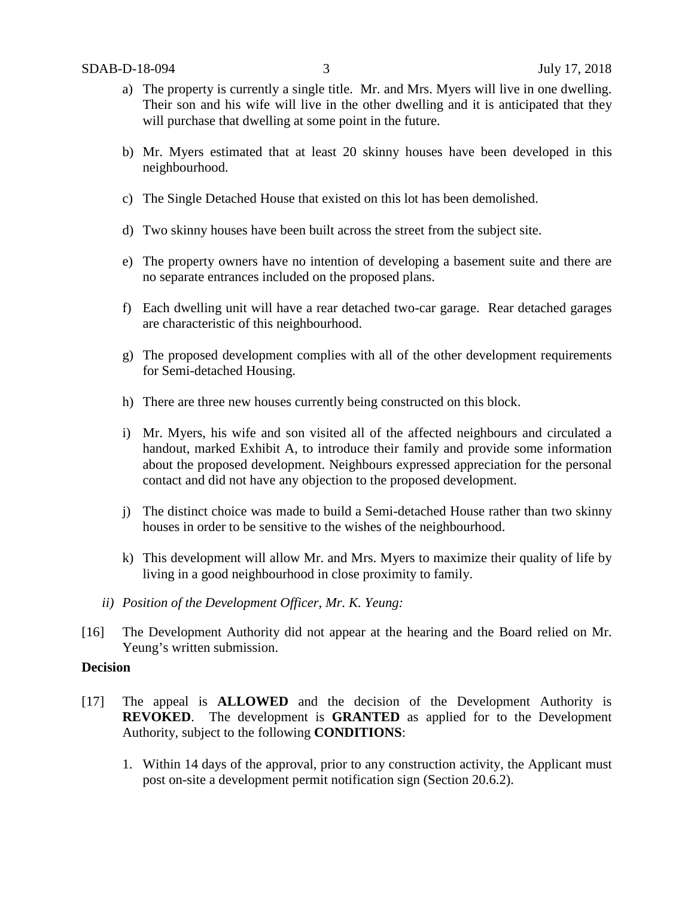a) The property is currently a single title. Mr. and Mrs. Myers will live in one dwelling. Their son and his wife will live in the other dwelling and it is anticipated that they will purchase that dwelling at some point in the future.

b) Mr. Myers estimated that at least 20 skinny houses have been developed in this neighbourhood.

c) The Single Detached House that existed on this lot has been demolished.

d) Two skinny houses have been built across the street from the subject site.

e) The property owners have no intention of developing a basement suite and there are no separate entrances included on the proposed plans.

f) Each dwelling unit will have a rear detached two-car garage. Rear detached garages are characteristic of this neighbourhood.

g) The proposed development complies with all of the other development requirements for Semi-detached Housing.

h) There are three new houses currently being constructed on this block.

i) Mr. Myers, his wife and son visited all of the affected neighbours and circulated a handout, marked Exhibit A, to introduce their family and provide some information about the proposed development. Neighbours expressed appreciation for the personal contact and did not have any objection to the proposed development.

j) The distinct choice was made to build a Semi-detached House rather than two skinny houses in order to be sensitive to the wishes of the neighbourhood.

k) This development will allow Mr. and Mrs. Myers to maximize their quality of life by living in a good neighbourhood in close proximity to family.

*ii) Position of the Development Officer, Mr. K. Yeung:*

[16] The Development Authority did not appear at the hearing and the Board relied on Mr. Yeung's written submission.

**Decision**

[17] The appeal is **ALLOWED** and the decision of the Development Authority is **REVOKED**. The development is **GRANTED** as applied for to the Development Authority, subject to the following **CONDITIONS**:

1. Within 14 days of the approval, prior to any construction activity, the Applicant must post on-site a development permit notification sign (Section 20.6.2).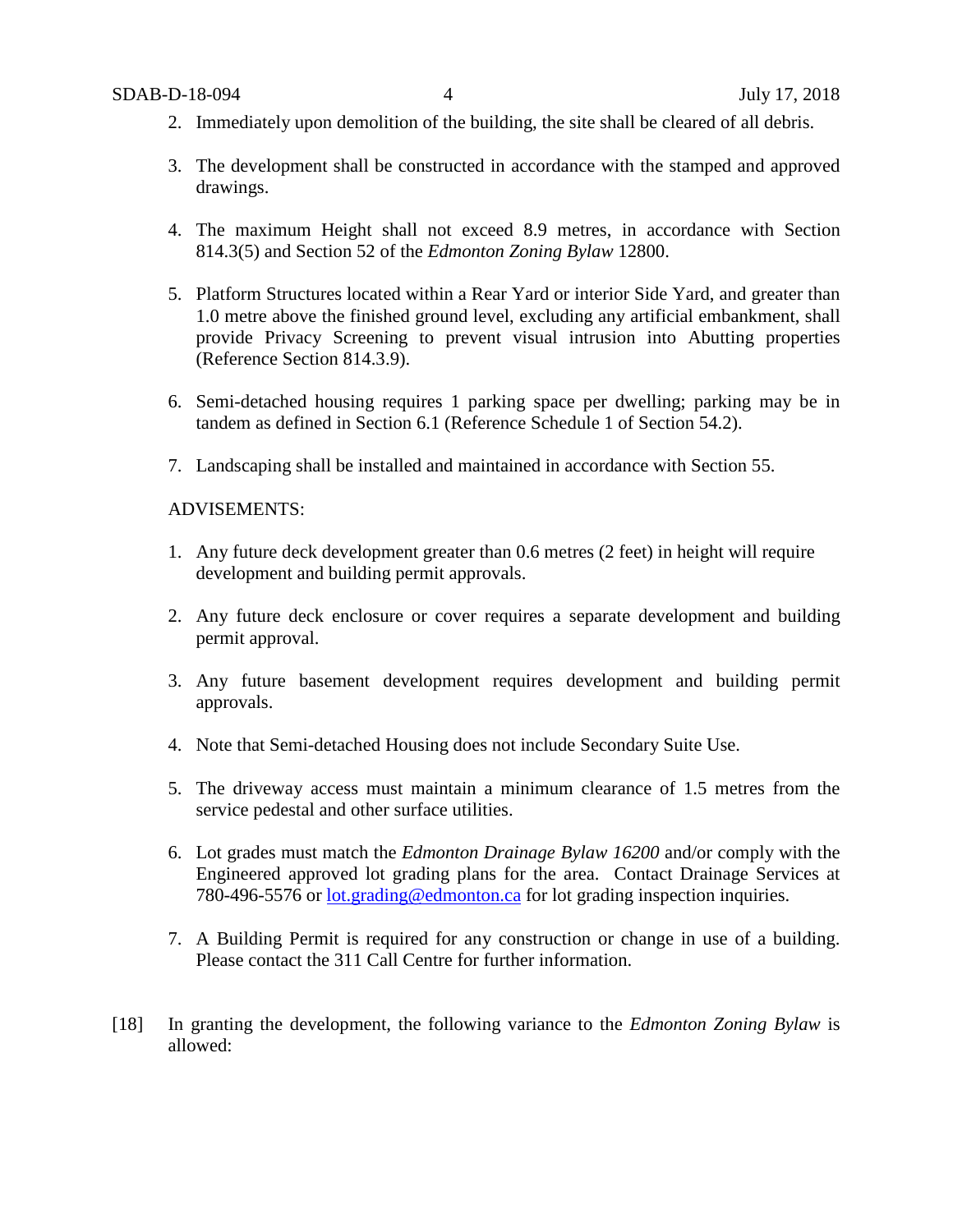2. Immediately upon demolition of the building, the site shall be cleared of all debris.

3. The development shall be constructed in accordance with the stamped and approved drawings.

4. The maximum Height shall not exceed 8.9 metres, in accordance with Section 814.3(5) and Section 52 of the *Edmonton Zoning Bylaw* 12800.

5. Platform Structures located within a Rear Yard or interior Side Yard, and greater than 1.0 metre above the finished ground level, excluding any artificial embankment, shall provide Privacy Screening to prevent visual intrusion into Abutting properties (Reference Section 814.3.9).

6. Semi-detached housing requires 1 parking space per dwelling; parking may be in tandem as defined in Section 6.1 (Reference Schedule 1 of Section 54.2).

7. Landscaping shall be installed and maintained in accordance with Section 55.

ADVISEMENTS:

1. Any future deck development greater than 0.6 metres (2 feet) in height will require development and building permit approvals.

2. Any future deck enclosure or cover requires a separate development and building permit approval.

3. Any future basement development requires development and building permit approvals.

4. Note that Semi-detached Housing does not include Secondary Suite Use.

5. The driveway access must maintain a minimum clearance of 1.5 metres from the service pedestal and other surface utilities.

6. Lot grades must match the *Edmonton Drainage Bylaw 16200* and/or comply with the Engineered approved lot grading plans for the area. Contact Drainage Services at 780-496-5576 or lot.grading@edmonton.ca for lot grading inspection inquiries.

7. A Building Permit is required for any construction or change in use of a building. Please contact the 311 Call Centre for further information.

[18] In granting the development, the following variance to the *Edmonton Zoning Bylaw* is allowed: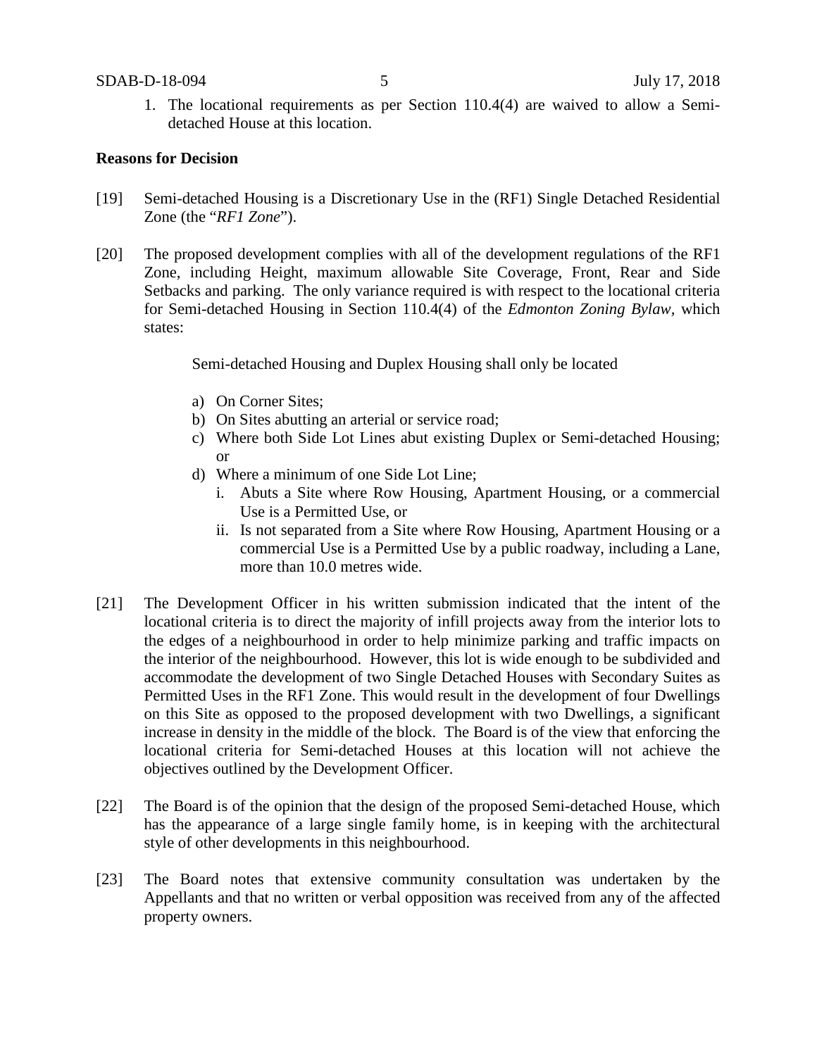1. The locational requirements as per Section 110.4(4) are waived to allow a Semi-detached House at this location.

**Reasons for Decision**

[19] Semi-detached Housing is a Discretionary Use in the (RF1) Single Detached Residential Zone (the "*RF1 Zone*").

[20] The proposed development complies with all of the development regulations of the RF1 Zone, including Height, maximum allowable Site Coverage, Front, Rear and Side Setbacks and parking. The only variance required is with respect to the locational criteria for Semi-detached Housing in Section 110.4(4) of the *Edmonton Zoning Bylaw*, which states:

> Semi-detached Housing and Duplex Housing shall only be located
>
> a) On Corner Sites;
> b) On Sites abutting an arterial or service road;
> c) Where both Side Lot Lines abut existing Duplex or Semi-detached Housing; or
> d) Where a minimum of one Side Lot Line;
>    i. Abuts a Site where Row Housing, Apartment Housing, or a commercial Use is a Permitted Use, or
>    ii. Is not separated from a Site where Row Housing, Apartment Housing or a commercial Use is a Permitted Use by a public roadway, including a Lane, more than 10.0 metres wide.

[21] The Development Officer in his written submission indicated that the intent of the locational criteria is to direct the majority of infill projects away from the interior lots to the edges of a neighbourhood in order to help minimize parking and traffic impacts on the interior of the neighbourhood. However, this lot is wide enough to be subdivided and accommodate the development of two Single Detached Houses with Secondary Suites as Permitted Uses in the RF1 Zone. This would result in the development of four Dwellings on this Site as opposed to the proposed development with two Dwellings, a significant increase in density in the middle of the block. The Board is of the view that enforcing the locational criteria for Semi-detached Houses at this location will not achieve the objectives outlined by the Development Officer.

[22] The Board is of the opinion that the design of the proposed Semi-detached House, which has the appearance of a large single family home, is in keeping with the architectural style of other developments in this neighbourhood.

[23] The Board notes that extensive community consultation was undertaken by the Appellants and that no written or verbal opposition was received from any of the affected property owners.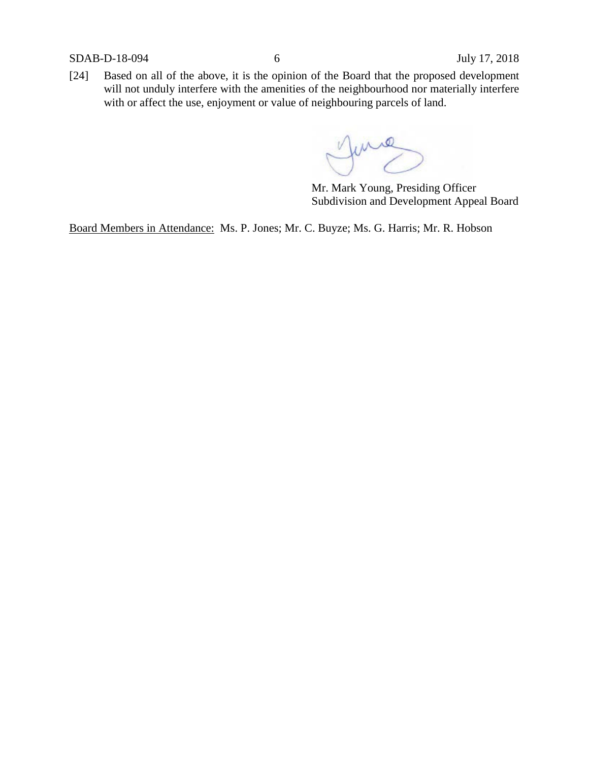[24] Based on all of the above, it is the opinion of the Board that the proposed development will not unduly interfere with the amenities of the neighbourhood nor materially interfere with or affect the use, enjoyment or value of neighbouring parcels of land.

Mr. Mark Young, Presiding Officer
Subdivision and Development Appeal Board

Board Members in Attendance: Ms. P. Jones; Mr. C. Buyze; Ms. G. Harris; Mr. R. Hobson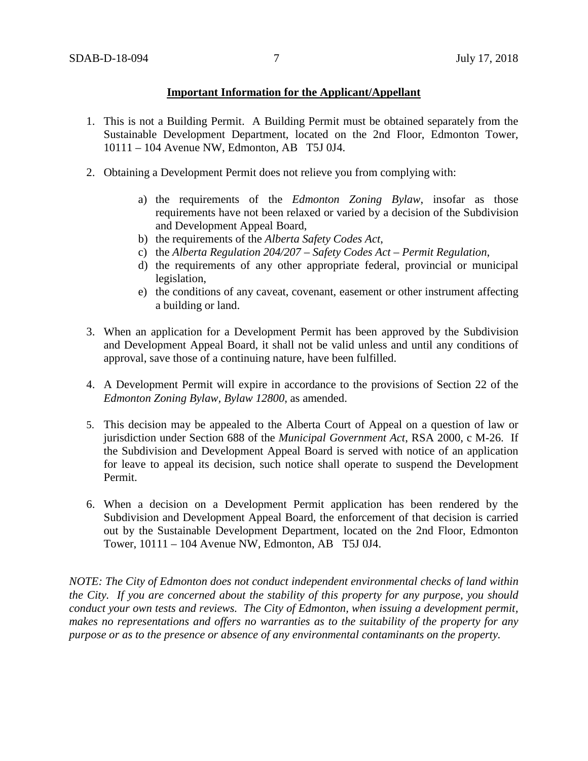**Important Information for the Applicant/Appellant**

1. This is not a Building Permit. A Building Permit must be obtained separately from the Sustainable Development Department, located on the 2nd Floor, Edmonton Tower, 10111 – 104 Avenue NW, Edmonton, AB T5J 0J4.

2. Obtaining a Development Permit does not relieve you from complying with:

   a) the requirements of the *Edmonton Zoning Bylaw*, insofar as those requirements have not been relaxed or varied by a decision of the Subdivision and Development Appeal Board,
   b) the requirements of the *Alberta Safety Codes Act*,
   c) the *Alberta Regulation 204/207 – Safety Codes Act – Permit Regulation*,
   d) the requirements of any other appropriate federal, provincial or municipal legislation,
   e) the conditions of any caveat, covenant, easement or other instrument affecting a building or land.

3. When an application for a Development Permit has been approved by the Subdivision and Development Appeal Board, it shall not be valid unless and until any conditions of approval, save those of a continuing nature, have been fulfilled.

4. A Development Permit will expire in accordance to the provisions of Section 22 of the *Edmonton Zoning Bylaw, Bylaw 12800*, as amended.

5. This decision may be appealed to the Alberta Court of Appeal on a question of law or jurisdiction under Section 688 of the *Municipal Government Act*, RSA 2000, c M-26. If the Subdivision and Development Appeal Board is served with notice of an application for leave to appeal its decision, such notice shall operate to suspend the Development Permit.

6. When a decision on a Development Permit application has been rendered by the Subdivision and Development Appeal Board, the enforcement of that decision is carried out by the Sustainable Development Department, located on the 2nd Floor, Edmonton Tower, 10111 – 104 Avenue NW, Edmonton, AB T5J 0J4.

*NOTE: The City of Edmonton does not conduct independent environmental checks of land within the City. If you are concerned about the stability of this property for any purpose, you should conduct your own tests and reviews. The City of Edmonton, when issuing a development permit, makes no representations and offers no warranties as to the suitability of the property for any purpose or as to the presence or absence of any environmental contaminants on the property.*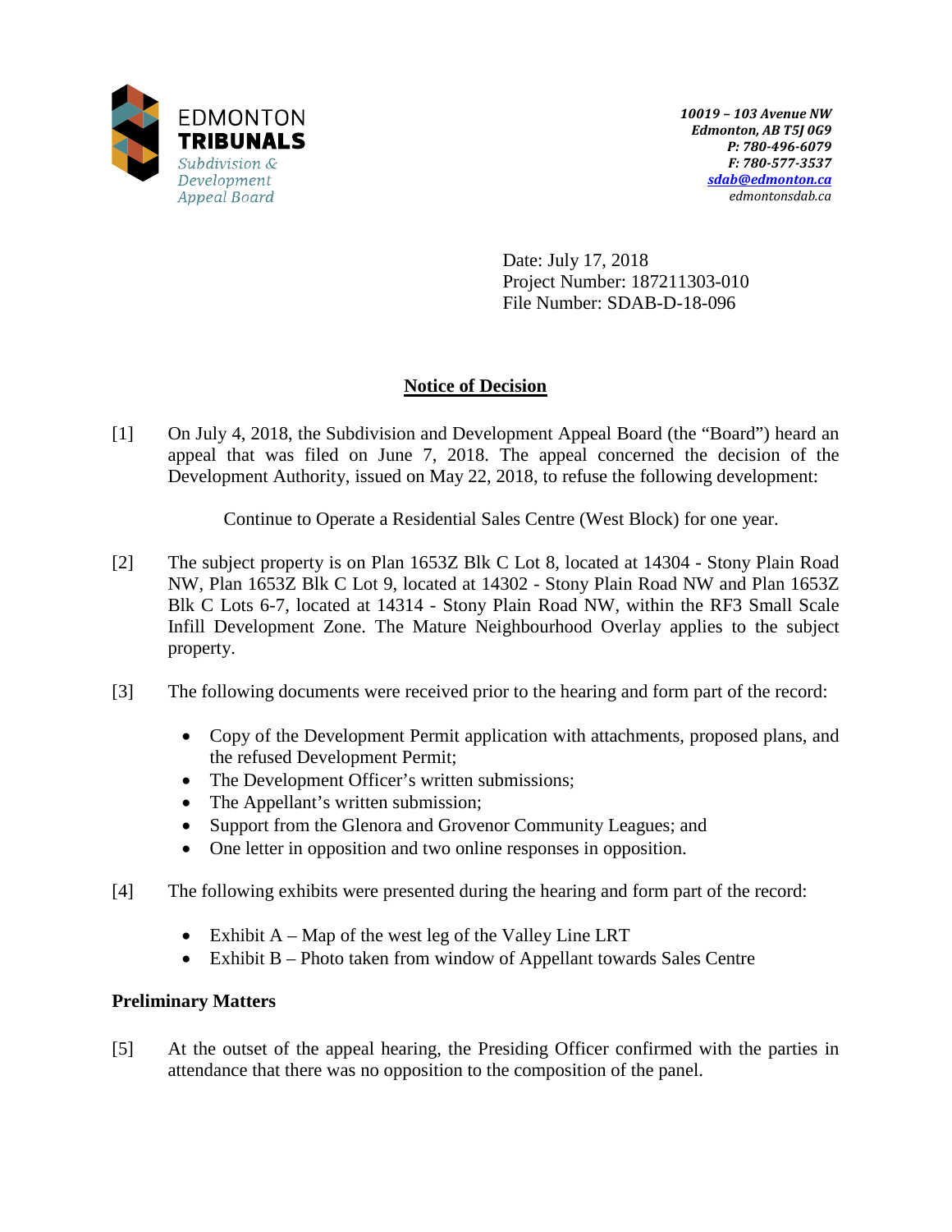EDMONTON
**TRIBUNALS**
*Subdivision & Development Appeal Board*

***10019 – 103 Avenue NW***
***Edmonton, AB T5J 0G9***
***P: 780-496-6079***
***F: 780-577-3537***
***sdab@edmonton.ca***
*edmontonsdab.ca*

Date: July 17, 2018
Project Number: 187211303-010
File Number: SDAB-D-18-096

**Notice of Decision**

[1] On July 4, 2018, the Subdivision and Development Appeal Board (the "Board") heard an appeal that was filed on June 7, 2018. The appeal concerned the decision of the Development Authority, issued on May 22, 2018, to refuse the following development:

Continue to Operate a Residential Sales Centre (West Block) for one year.

[2] The subject property is on Plan 1653Z Blk C Lot 8, located at 14304 - Stony Plain Road NW, Plan 1653Z Blk C Lot 9, located at 14302 - Stony Plain Road NW and Plan 1653Z Blk C Lots 6-7, located at 14314 - Stony Plain Road NW, within the RF3 Small Scale Infill Development Zone. The Mature Neighbourhood Overlay applies to the subject property.

[3] The following documents were received prior to the hearing and form part of the record:

- Copy of the Development Permit application with attachments, proposed plans, and the refused Development Permit;
- The Development Officer's written submissions;
- The Appellant's written submission;
- Support from the Glenora and Grovenor Community Leagues; and
- One letter in opposition and two online responses in opposition.

[4] The following exhibits were presented during the hearing and form part of the record:

- Exhibit A – Map of the west leg of the Valley Line LRT
- Exhibit B – Photo taken from window of Appellant towards Sales Centre

**Preliminary Matters**

[5] At the outset of the appeal hearing, the Presiding Officer confirmed with the parties in attendance that there was no opposition to the composition of the panel.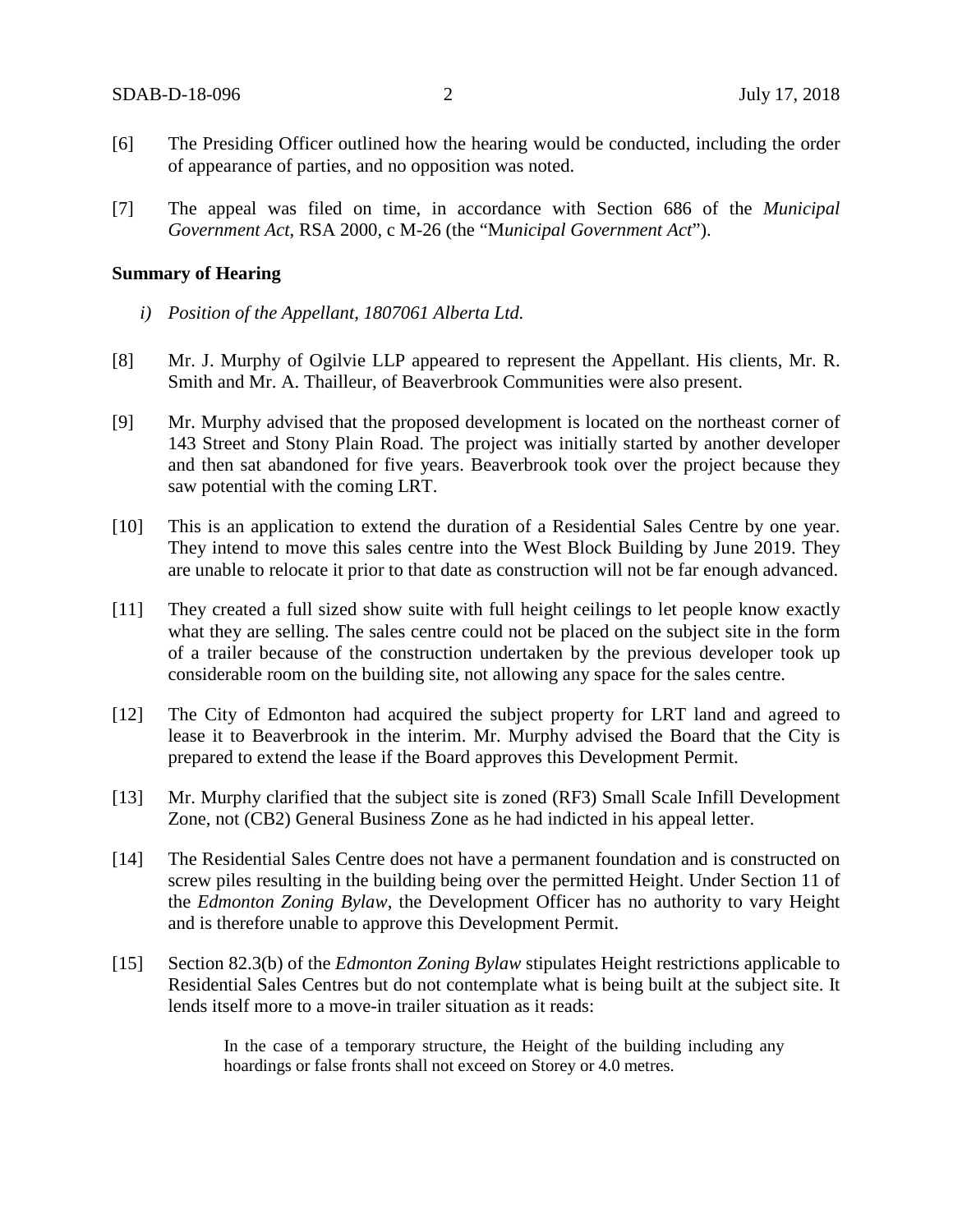[6] The Presiding Officer outlined how the hearing would be conducted, including the order of appearance of parties, and no opposition was noted.

[7] The appeal was filed on time, in accordance with Section 686 of the *Municipal Government Act*, RSA 2000, c M-26 (the "M*unicipal Government Act*").

**Summary of Hearing**

*i) Position of the Appellant, 1807061 Alberta Ltd.*

[8] Mr. J. Murphy of Ogilvie LLP appeared to represent the Appellant. His clients, Mr. R. Smith and Mr. A. Thailleur, of Beaverbrook Communities were also present.

[9] Mr. Murphy advised that the proposed development is located on the northeast corner of 143 Street and Stony Plain Road. The project was initially started by another developer and then sat abandoned for five years. Beaverbrook took over the project because they saw potential with the coming LRT.

[10] This is an application to extend the duration of a Residential Sales Centre by one year. They intend to move this sales centre into the West Block Building by June 2019. They are unable to relocate it prior to that date as construction will not be far enough advanced.

[11] They created a full sized show suite with full height ceilings to let people know exactly what they are selling. The sales centre could not be placed on the subject site in the form of a trailer because of the construction undertaken by the previous developer took up considerable room on the building site, not allowing any space for the sales centre.

[12] The City of Edmonton had acquired the subject property for LRT land and agreed to lease it to Beaverbrook in the interim. Mr. Murphy advised the Board that the City is prepared to extend the lease if the Board approves this Development Permit.

[13] Mr. Murphy clarified that the subject site is zoned (RF3) Small Scale Infill Development Zone, not (CB2) General Business Zone as he had indicted in his appeal letter.

[14] The Residential Sales Centre does not have a permanent foundation and is constructed on screw piles resulting in the building being over the permitted Height. Under Section 11 of the *Edmonton Zoning Bylaw*, the Development Officer has no authority to vary Height and is therefore unable to approve this Development Permit.

[15] Section 82.3(b) of the *Edmonton Zoning Bylaw* stipulates Height restrictions applicable to Residential Sales Centres but do not contemplate what is being built at the subject site. It lends itself more to a move-in trailer situation as it reads:

> In the case of a temporary structure, the Height of the building including any hoardings or false fronts shall not exceed on Storey or 4.0 metres.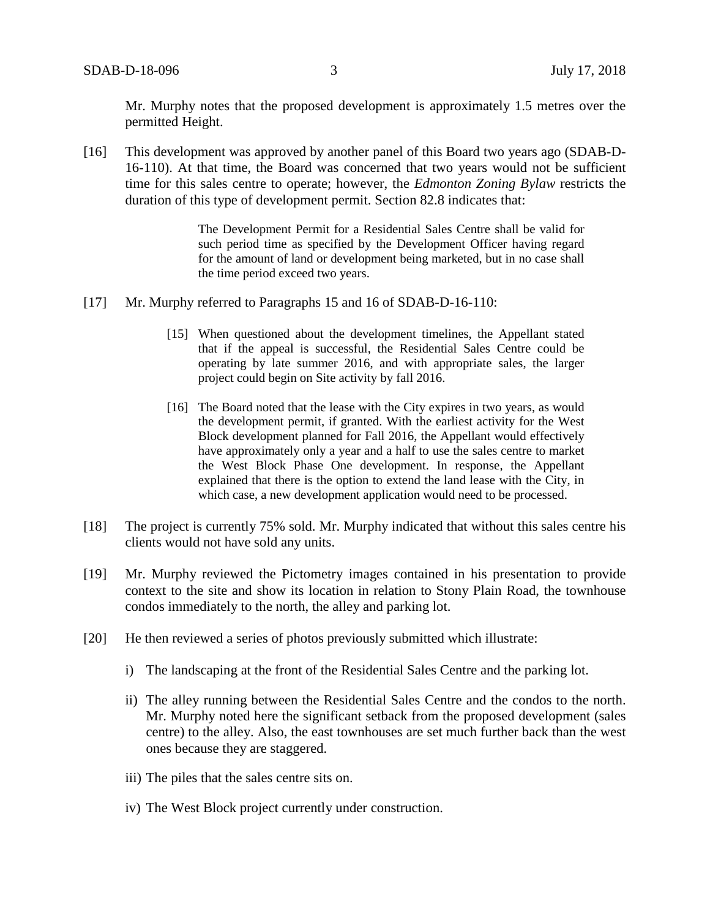Mr. Murphy notes that the proposed development is approximately 1.5 metres over the permitted Height.

[16] This development was approved by another panel of this Board two years ago (SDAB-D-16-110). At that time, the Board was concerned that two years would not be sufficient time for this sales centre to operate; however, the *Edmonton Zoning Bylaw* restricts the duration of this type of development permit. Section 82.8 indicates that:

> The Development Permit for a Residential Sales Centre shall be valid for such period time as specified by the Development Officer having regard for the amount of land or development being marketed, but in no case shall the time period exceed two years.

[17] Mr. Murphy referred to Paragraphs 15 and 16 of SDAB-D-16-110:

> [15] When questioned about the development timelines, the Appellant stated that if the appeal is successful, the Residential Sales Centre could be operating by late summer 2016, and with appropriate sales, the larger project could begin on Site activity by fall 2016.
>
> [16] The Board noted that the lease with the City expires in two years, as would the development permit, if granted. With the earliest activity for the West Block development planned for Fall 2016, the Appellant would effectively have approximately only a year and a half to use the sales centre to market the West Block Phase One development. In response, the Appellant explained that there is the option to extend the land lease with the City, in which case, a new development application would need to be processed.

[18] The project is currently 75% sold. Mr. Murphy indicated that without this sales centre his clients would not have sold any units.

[19] Mr. Murphy reviewed the Pictometry images contained in his presentation to provide context to the site and show its location in relation to Stony Plain Road, the townhouse condos immediately to the north, the alley and parking lot.

[20] He then reviewed a series of photos previously submitted which illustrate:

i) The landscaping at the front of the Residential Sales Centre and the parking lot.

ii) The alley running between the Residential Sales Centre and the condos to the north. Mr. Murphy noted here the significant setback from the proposed development (sales centre) to the alley. Also, the east townhouses are set much further back than the west ones because they are staggered.

iii) The piles that the sales centre sits on.

iv) The West Block project currently under construction.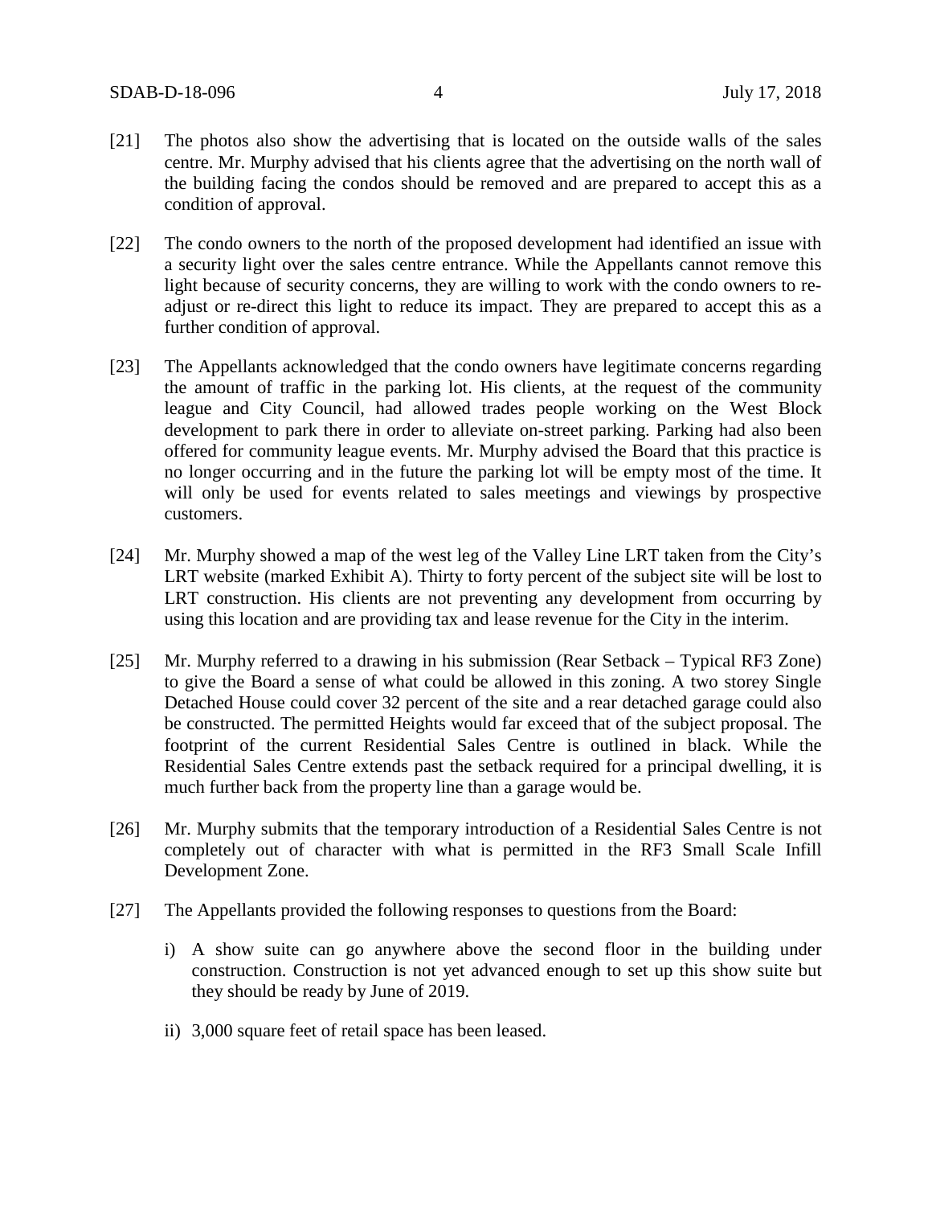[21] The photos also show the advertising that is located on the outside walls of the sales centre. Mr. Murphy advised that his clients agree that the advertising on the north wall of the building facing the condos should be removed and are prepared to accept this as a condition of approval.

[22] The condo owners to the north of the proposed development had identified an issue with a security light over the sales centre entrance. While the Appellants cannot remove this light because of security concerns, they are willing to work with the condo owners to re-adjust or re-direct this light to reduce its impact. They are prepared to accept this as a further condition of approval.

[23] The Appellants acknowledged that the condo owners have legitimate concerns regarding the amount of traffic in the parking lot. His clients, at the request of the community league and City Council, had allowed trades people working on the West Block development to park there in order to alleviate on-street parking. Parking had also been offered for community league events. Mr. Murphy advised the Board that this practice is no longer occurring and in the future the parking lot will be empty most of the time. It will only be used for events related to sales meetings and viewings by prospective customers.

[24] Mr. Murphy showed a map of the west leg of the Valley Line LRT taken from the City's LRT website (marked Exhibit A). Thirty to forty percent of the subject site will be lost to LRT construction. His clients are not preventing any development from occurring by using this location and are providing tax and lease revenue for the City in the interim.

[25] Mr. Murphy referred to a drawing in his submission (Rear Setback – Typical RF3 Zone) to give the Board a sense of what could be allowed in this zoning. A two storey Single Detached House could cover 32 percent of the site and a rear detached garage could also be constructed. The permitted Heights would far exceed that of the subject proposal. The footprint of the current Residential Sales Centre is outlined in black. While the Residential Sales Centre extends past the setback required for a principal dwelling, it is much further back from the property line than a garage would be.

[26] Mr. Murphy submits that the temporary introduction of a Residential Sales Centre is not completely out of character with what is permitted in the RF3 Small Scale Infill Development Zone.

[27] The Appellants provided the following responses to questions from the Board:

i) A show suite can go anywhere above the second floor in the building under construction. Construction is not yet advanced enough to set up this show suite but they should be ready by June of 2019.

ii) 3,000 square feet of retail space has been leased.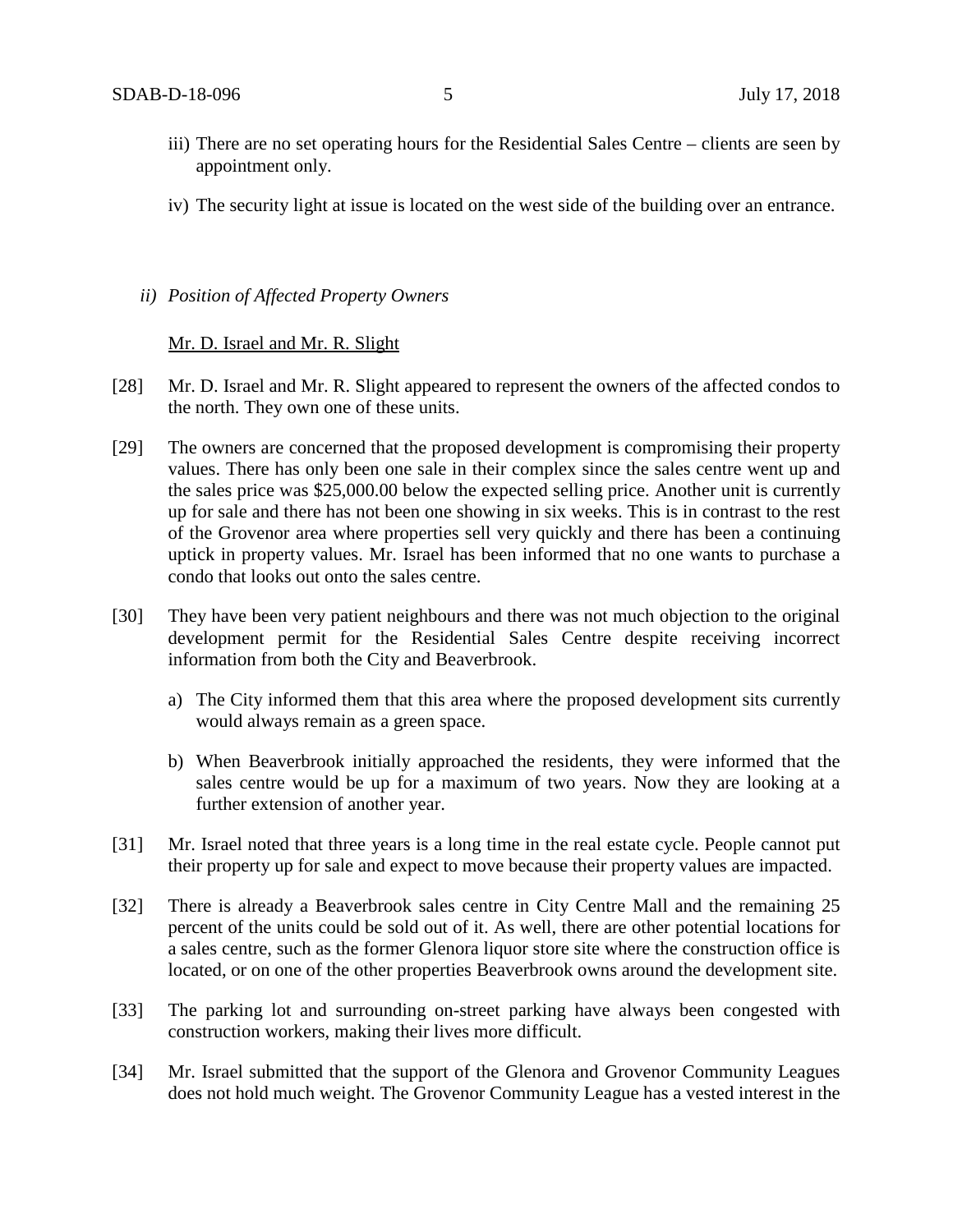iii) There are no set operating hours for the Residential Sales Centre – clients are seen by appointment only.

iv) The security light at issue is located on the west side of the building over an entrance.

*ii) Position of Affected Property Owners*

Mr. D. Israel and Mr. R. Slight

[28] Mr. D. Israel and Mr. R. Slight appeared to represent the owners of the affected condos to the north. They own one of these units.

[29] The owners are concerned that the proposed development is compromising their property values. There has only been one sale in their complex since the sales centre went up and the sales price was $25,000.00 below the expected selling price. Another unit is currently up for sale and there has not been one showing in six weeks. This is in contrast to the rest of the Grovenor area where properties sell very quickly and there has been a continuing uptick in property values. Mr. Israel has been informed that no one wants to purchase a condo that looks out onto the sales centre.

[30] They have been very patient neighbours and there was not much objection to the original development permit for the Residential Sales Centre despite receiving incorrect information from both the City and Beaverbrook.

a) The City informed them that this area where the proposed development sits currently would always remain as a green space.

b) When Beaverbrook initially approached the residents, they were informed that the sales centre would be up for a maximum of two years. Now they are looking at a further extension of another year.

[31] Mr. Israel noted that three years is a long time in the real estate cycle. People cannot put their property up for sale and expect to move because their property values are impacted.

[32] There is already a Beaverbrook sales centre in City Centre Mall and the remaining 25 percent of the units could be sold out of it. As well, there are other potential locations for a sales centre, such as the former Glenora liquor store site where the construction office is located, or on one of the other properties Beaverbrook owns around the development site.

[33] The parking lot and surrounding on-street parking have always been congested with construction workers, making their lives more difficult.

[34] Mr. Israel submitted that the support of the Glenora and Grovenor Community Leagues does not hold much weight. The Grovenor Community League has a vested interest in the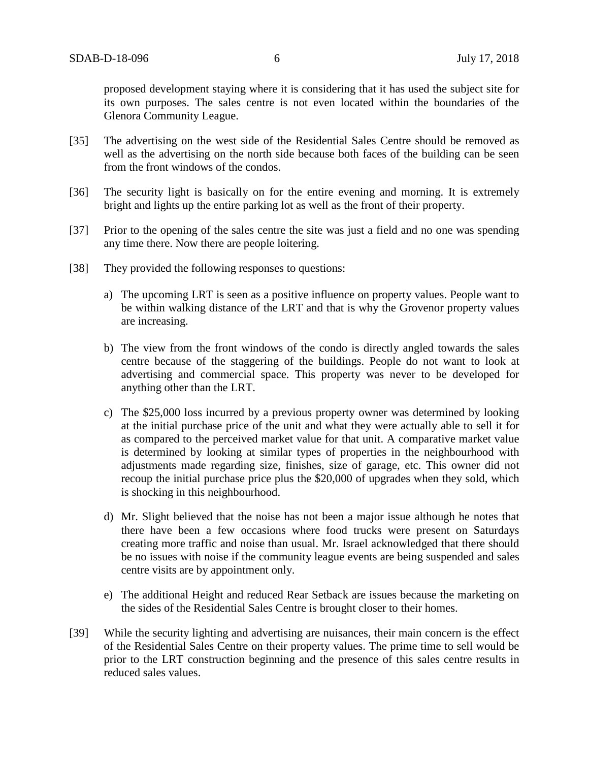proposed development staying where it is considering that it has used the subject site for its own purposes. The sales centre is not even located within the boundaries of the Glenora Community League.

[35] The advertising on the west side of the Residential Sales Centre should be removed as well as the advertising on the north side because both faces of the building can be seen from the front windows of the condos.

[36] The security light is basically on for the entire evening and morning. It is extremely bright and lights up the entire parking lot as well as the front of their property.

[37] Prior to the opening of the sales centre the site was just a field and no one was spending any time there. Now there are people loitering.

[38] They provided the following responses to questions:

a) The upcoming LRT is seen as a positive influence on property values. People want to be within walking distance of the LRT and that is why the Grovenor property values are increasing.

b) The view from the front windows of the condo is directly angled towards the sales centre because of the staggering of the buildings. People do not want to look at advertising and commercial space. This property was never to be developed for anything other than the LRT.

c) The $25,000 loss incurred by a previous property owner was determined by looking at the initial purchase price of the unit and what they were actually able to sell it for as compared to the perceived market value for that unit. A comparative market value is determined by looking at similar types of properties in the neighbourhood with adjustments made regarding size, finishes, size of garage, etc. This owner did not recoup the initial purchase price plus the $20,000 of upgrades when they sold, which is shocking in this neighbourhood.

d) Mr. Slight believed that the noise has not been a major issue although he notes that there have been a few occasions where food trucks were present on Saturdays creating more traffic and noise than usual. Mr. Israel acknowledged that there should be no issues with noise if the community league events are being suspended and sales centre visits are by appointment only.

e) The additional Height and reduced Rear Setback are issues because the marketing on the sides of the Residential Sales Centre is brought closer to their homes.

[39] While the security lighting and advertising are nuisances, their main concern is the effect of the Residential Sales Centre on their property values. The prime time to sell would be prior to the LRT construction beginning and the presence of this sales centre results in reduced sales values.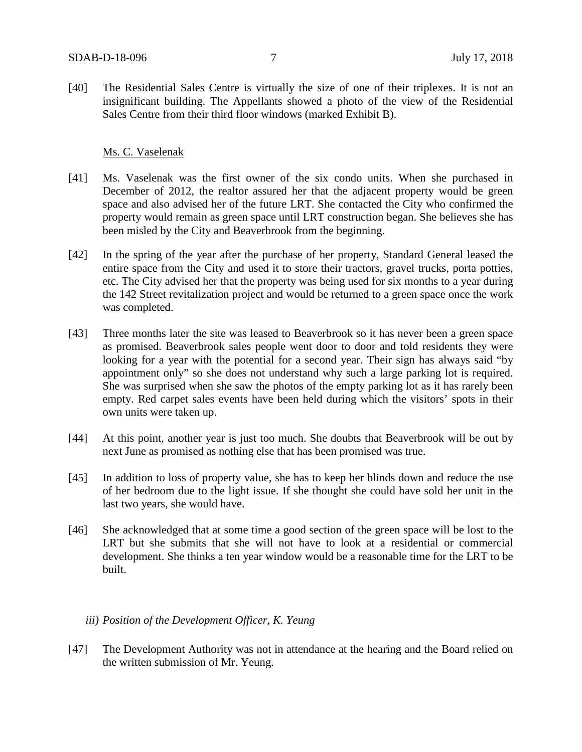[40] The Residential Sales Centre is virtually the size of one of their triplexes. It is not an insignificant building. The Appellants showed a photo of the view of the Residential Sales Centre from their third floor windows (marked Exhibit B).

Ms. C. Vaselenak

[41] Ms. Vaselenak was the first owner of the six condo units. When she purchased in December of 2012, the realtor assured her that the adjacent property would be green space and also advised her of the future LRT. She contacted the City who confirmed the property would remain as green space until LRT construction began. She believes she has been misled by the City and Beaverbrook from the beginning.

[42] In the spring of the year after the purchase of her property, Standard General leased the entire space from the City and used it to store their tractors, gravel trucks, porta potties, etc. The City advised her that the property was being used for six months to a year during the 142 Street revitalization project and would be returned to a green space once the work was completed.

[43] Three months later the site was leased to Beaverbrook so it has never been a green space as promised. Beaverbrook sales people went door to door and told residents they were looking for a year with the potential for a second year. Their sign has always said "by appointment only" so she does not understand why such a large parking lot is required. She was surprised when she saw the photos of the empty parking lot as it has rarely been empty. Red carpet sales events have been held during which the visitors' spots in their own units were taken up.

[44] At this point, another year is just too much. She doubts that Beaverbrook will be out by next June as promised as nothing else that has been promised was true.

[45] In addition to loss of property value, she has to keep her blinds down and reduce the use of her bedroom due to the light issue. If she thought she could have sold her unit in the last two years, she would have.

[46] She acknowledged that at some time a good section of the green space will be lost to the LRT but she submits that she will not have to look at a residential or commercial development. She thinks a ten year window would be a reasonable time for the LRT to be built.

*iii) Position of the Development Officer, K. Yeung*

[47] The Development Authority was not in attendance at the hearing and the Board relied on the written submission of Mr. Yeung.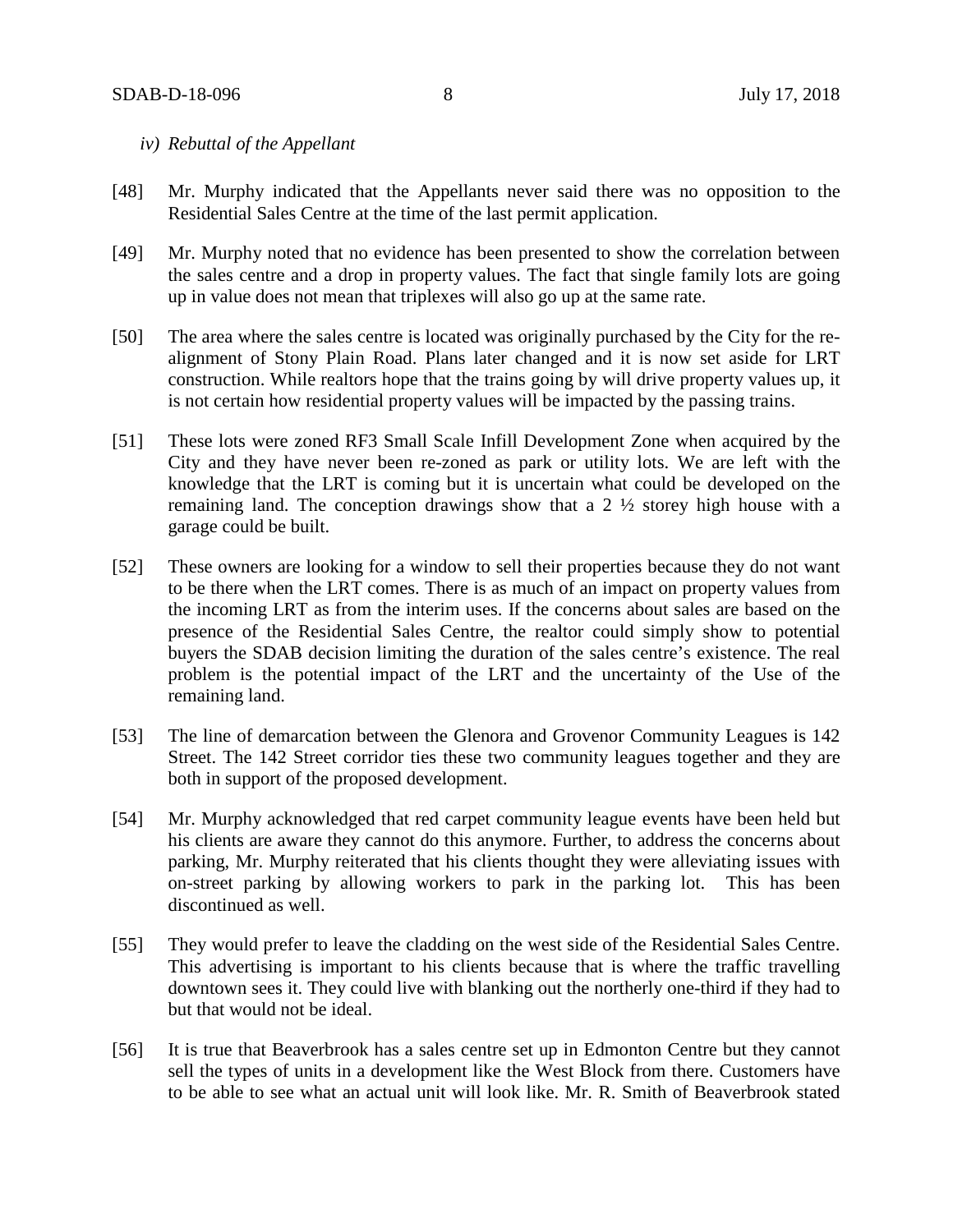*iv) Rebuttal of the Appellant*

[48] Mr. Murphy indicated that the Appellants never said there was no opposition to the Residential Sales Centre at the time of the last permit application.

[49] Mr. Murphy noted that no evidence has been presented to show the correlation between the sales centre and a drop in property values. The fact that single family lots are going up in value does not mean that triplexes will also go up at the same rate.

[50] The area where the sales centre is located was originally purchased by the City for the re-alignment of Stony Plain Road. Plans later changed and it is now set aside for LRT construction. While realtors hope that the trains going by will drive property values up, it is not certain how residential property values will be impacted by the passing trains.

[51] These lots were zoned RF3 Small Scale Infill Development Zone when acquired by the City and they have never been re-zoned as park or utility lots. We are left with the knowledge that the LRT is coming but it is uncertain what could be developed on the remaining land. The conception drawings show that a 2 ½ storey high house with a garage could be built.

[52] These owners are looking for a window to sell their properties because they do not want to be there when the LRT comes. There is as much of an impact on property values from the incoming LRT as from the interim uses. If the concerns about sales are based on the presence of the Residential Sales Centre, the realtor could simply show to potential buyers the SDAB decision limiting the duration of the sales centre's existence. The real problem is the potential impact of the LRT and the uncertainty of the Use of the remaining land.

[53] The line of demarcation between the Glenora and Grovenor Community Leagues is 142 Street. The 142 Street corridor ties these two community leagues together and they are both in support of the proposed development.

[54] Mr. Murphy acknowledged that red carpet community league events have been held but his clients are aware they cannot do this anymore. Further, to address the concerns about parking, Mr. Murphy reiterated that his clients thought they were alleviating issues with on-street parking by allowing workers to park in the parking lot. This has been discontinued as well.

[55] They would prefer to leave the cladding on the west side of the Residential Sales Centre. This advertising is important to his clients because that is where the traffic travelling downtown sees it. They could live with blanking out the northerly one-third if they had to but that would not be ideal.

[56] It is true that Beaverbrook has a sales centre set up in Edmonton Centre but they cannot sell the types of units in a development like the West Block from there. Customers have to be able to see what an actual unit will look like. Mr. R. Smith of Beaverbrook stated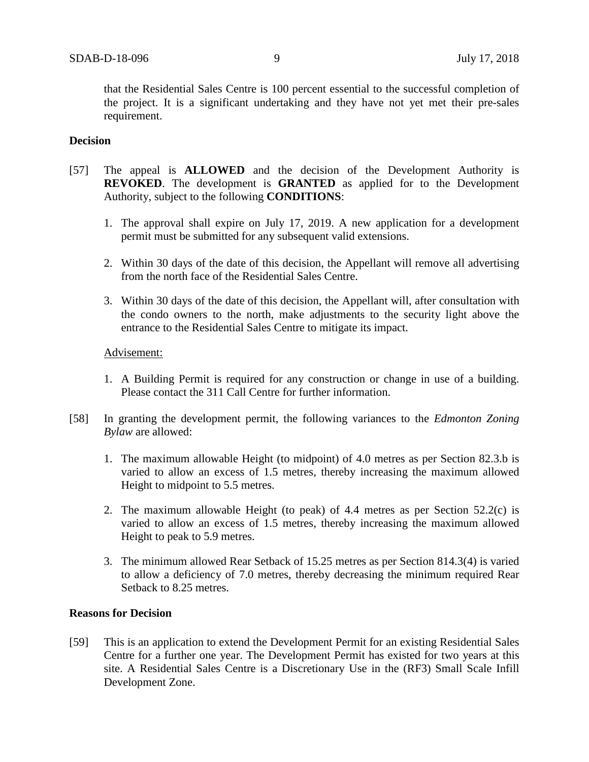that the Residential Sales Centre is 100 percent essential to the successful completion of the project. It is a significant undertaking and they have not yet met their pre-sales requirement.

**Decision**

[57] The appeal is **ALLOWED** and the decision of the Development Authority is **REVOKED**. The development is **GRANTED** as applied for to the Development Authority, subject to the following **CONDITIONS**:

1. The approval shall expire on July 17, 2019. A new application for a development permit must be submitted for any subsequent valid extensions.

2. Within 30 days of the date of this decision, the Appellant will remove all advertising from the north face of the Residential Sales Centre.

3. Within 30 days of the date of this decision, the Appellant will, after consultation with the condo owners to the north, make adjustments to the security light above the entrance to the Residential Sales Centre to mitigate its impact.

Advisement:

1. A Building Permit is required for any construction or change in use of a building. Please contact the 311 Call Centre for further information.

[58] In granting the development permit, the following variances to the *Edmonton Zoning Bylaw* are allowed:

1. The maximum allowable Height (to midpoint) of 4.0 metres as per Section 82.3.b is varied to allow an excess of 1.5 metres, thereby increasing the maximum allowed Height to midpoint to 5.5 metres.

2. The maximum allowable Height (to peak) of 4.4 metres as per Section 52.2(c) is varied to allow an excess of 1.5 metres, thereby increasing the maximum allowed Height to peak to 5.9 metres.

3. The minimum allowed Rear Setback of 15.25 metres as per Section 814.3(4) is varied to allow a deficiency of 7.0 metres, thereby decreasing the minimum required Rear Setback to 8.25 metres.

**Reasons for Decision**

[59] This is an application to extend the Development Permit for an existing Residential Sales Centre for a further one year. The Development Permit has existed for two years at this site. A Residential Sales Centre is a Discretionary Use in the (RF3) Small Scale Infill Development Zone.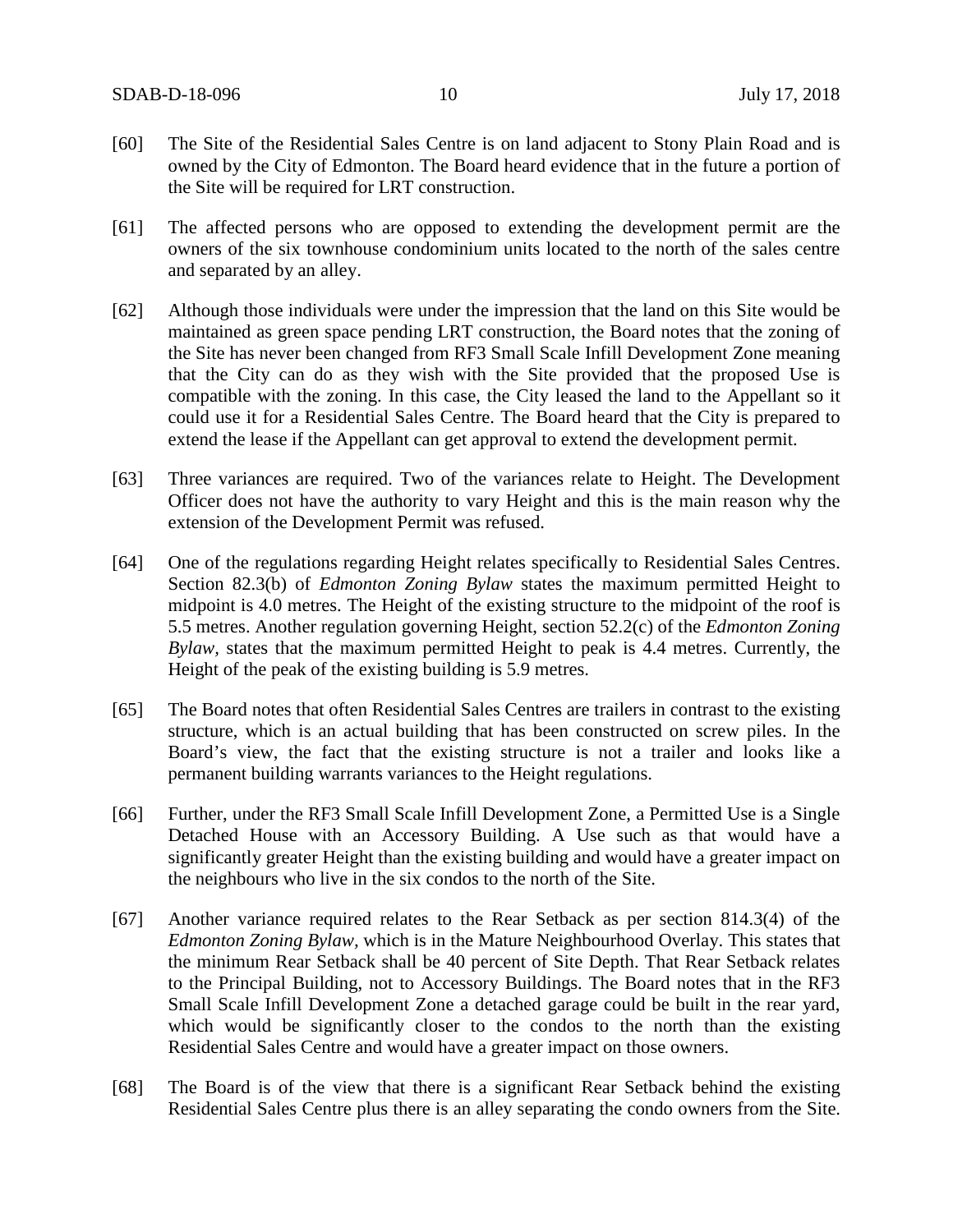[60] The Site of the Residential Sales Centre is on land adjacent to Stony Plain Road and is owned by the City of Edmonton. The Board heard evidence that in the future a portion of the Site will be required for LRT construction.

[61] The affected persons who are opposed to extending the development permit are the owners of the six townhouse condominium units located to the north of the sales centre and separated by an alley.

[62] Although those individuals were under the impression that the land on this Site would be maintained as green space pending LRT construction, the Board notes that the zoning of the Site has never been changed from RF3 Small Scale Infill Development Zone meaning that the City can do as they wish with the Site provided that the proposed Use is compatible with the zoning. In this case, the City leased the land to the Appellant so it could use it for a Residential Sales Centre. The Board heard that the City is prepared to extend the lease if the Appellant can get approval to extend the development permit.

[63] Three variances are required. Two of the variances relate to Height. The Development Officer does not have the authority to vary Height and this is the main reason why the extension of the Development Permit was refused.

[64] One of the regulations regarding Height relates specifically to Residential Sales Centres. Section 82.3(b) of *Edmonton Zoning Bylaw* states the maximum permitted Height to midpoint is 4.0 metres. The Height of the existing structure to the midpoint of the roof is 5.5 metres. Another regulation governing Height, section 52.2(c) of the *Edmonton Zoning Bylaw*, states that the maximum permitted Height to peak is 4.4 metres. Currently, the Height of the peak of the existing building is 5.9 metres.

[65] The Board notes that often Residential Sales Centres are trailers in contrast to the existing structure, which is an actual building that has been constructed on screw piles. In the Board's view, the fact that the existing structure is not a trailer and looks like a permanent building warrants variances to the Height regulations.

[66] Further, under the RF3 Small Scale Infill Development Zone, a Permitted Use is a Single Detached House with an Accessory Building. A Use such as that would have a significantly greater Height than the existing building and would have a greater impact on the neighbours who live in the six condos to the north of the Site.

[67] Another variance required relates to the Rear Setback as per section 814.3(4) of the *Edmonton Zoning Bylaw*, which is in the Mature Neighbourhood Overlay. This states that the minimum Rear Setback shall be 40 percent of Site Depth. That Rear Setback relates to the Principal Building, not to Accessory Buildings. The Board notes that in the RF3 Small Scale Infill Development Zone a detached garage could be built in the rear yard, which would be significantly closer to the condos to the north than the existing Residential Sales Centre and would have a greater impact on those owners.

[68] The Board is of the view that there is a significant Rear Setback behind the existing Residential Sales Centre plus there is an alley separating the condo owners from the Site.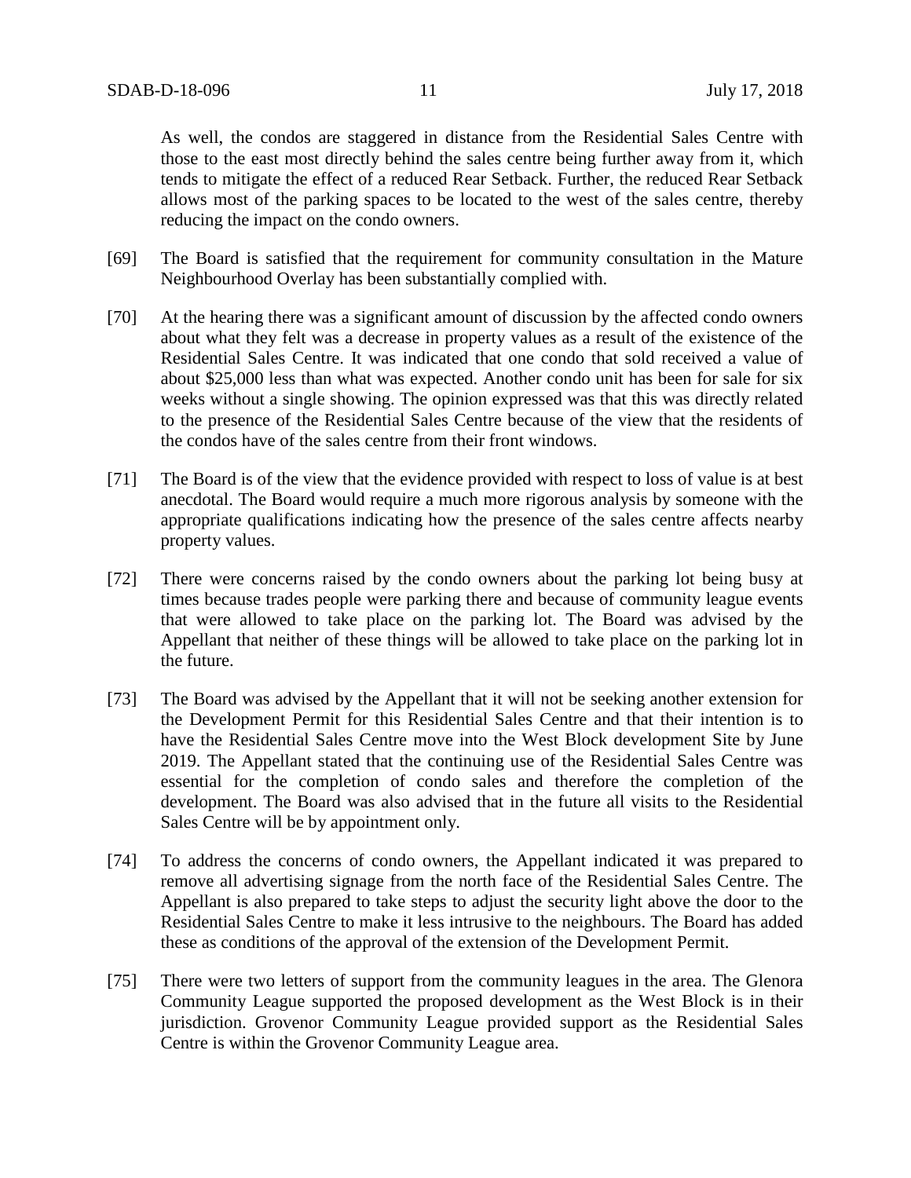As well, the condos are staggered in distance from the Residential Sales Centre with those to the east most directly behind the sales centre being further away from it, which tends to mitigate the effect of a reduced Rear Setback. Further, the reduced Rear Setback allows most of the parking spaces to be located to the west of the sales centre, thereby reducing the impact on the condo owners.

[69] The Board is satisfied that the requirement for community consultation in the Mature Neighbourhood Overlay has been substantially complied with.

[70] At the hearing there was a significant amount of discussion by the affected condo owners about what they felt was a decrease in property values as a result of the existence of the Residential Sales Centre. It was indicated that one condo that sold received a value of about $25,000 less than what was expected. Another condo unit has been for sale for six weeks without a single showing. The opinion expressed was that this was directly related to the presence of the Residential Sales Centre because of the view that the residents of the condos have of the sales centre from their front windows.

[71] The Board is of the view that the evidence provided with respect to loss of value is at best anecdotal. The Board would require a much more rigorous analysis by someone with the appropriate qualifications indicating how the presence of the sales centre affects nearby property values.

[72] There were concerns raised by the condo owners about the parking lot being busy at times because trades people were parking there and because of community league events that were allowed to take place on the parking lot. The Board was advised by the Appellant that neither of these things will be allowed to take place on the parking lot in the future.

[73] The Board was advised by the Appellant that it will not be seeking another extension for the Development Permit for this Residential Sales Centre and that their intention is to have the Residential Sales Centre move into the West Block development Site by June 2019. The Appellant stated that the continuing use of the Residential Sales Centre was essential for the completion of condo sales and therefore the completion of the development. The Board was also advised that in the future all visits to the Residential Sales Centre will be by appointment only.

[74] To address the concerns of condo owners, the Appellant indicated it was prepared to remove all advertising signage from the north face of the Residential Sales Centre. The Appellant is also prepared to take steps to adjust the security light above the door to the Residential Sales Centre to make it less intrusive to the neighbours. The Board has added these as conditions of the approval of the extension of the Development Permit.

[75] There were two letters of support from the community leagues in the area. The Glenora Community League supported the proposed development as the West Block is in their jurisdiction. Grovenor Community League provided support as the Residential Sales Centre is within the Grovenor Community League area.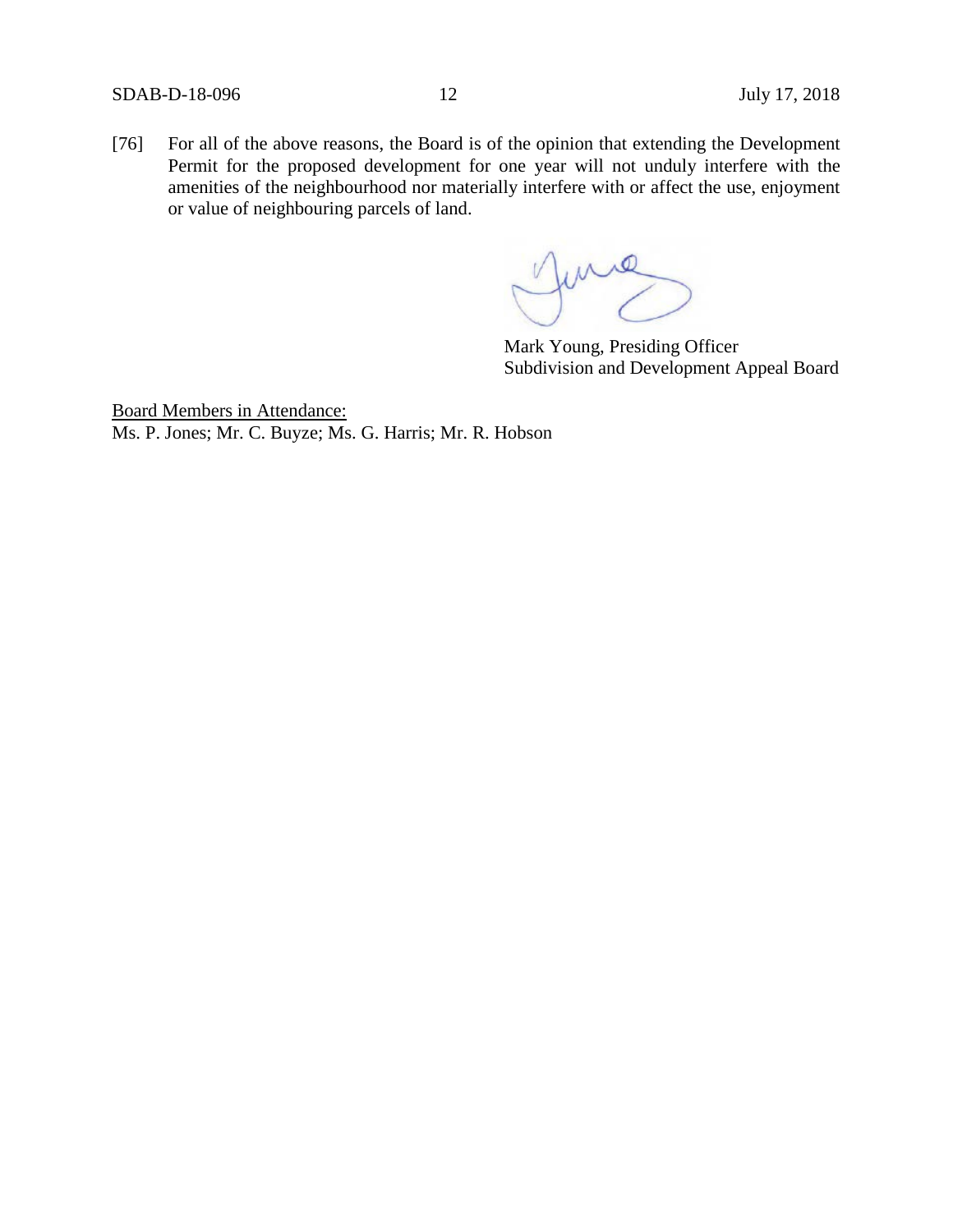[76] For all of the above reasons, the Board is of the opinion that extending the Development Permit for the proposed development for one year will not unduly interfere with the amenities of the neighbourhood nor materially interfere with or affect the use, enjoyment or value of neighbouring parcels of land.

Mark Young, Presiding Officer
Subdivision and Development Appeal Board

Board Members in Attendance:
Ms. P. Jones; Mr. C. Buyze; Ms. G. Harris; Mr. R. Hobson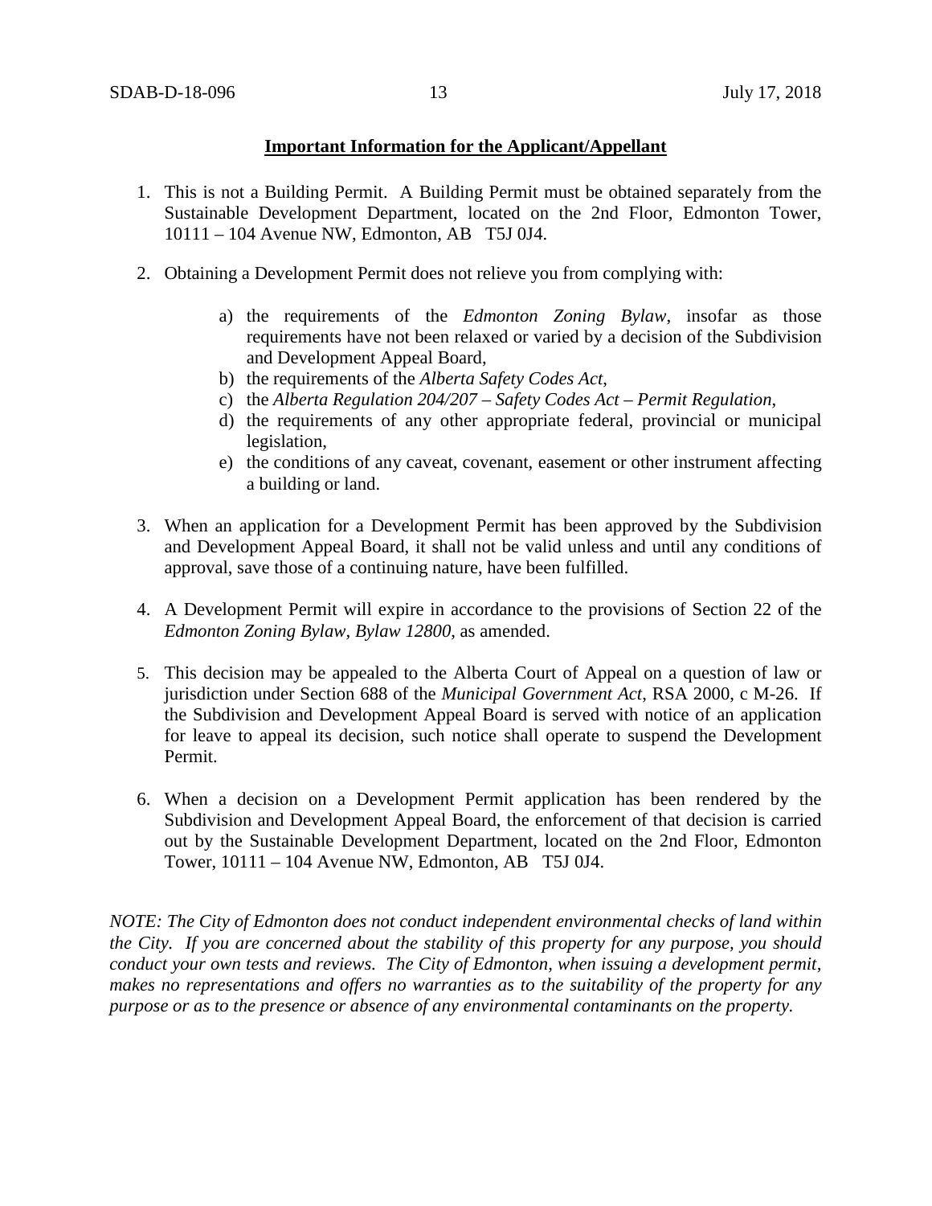**Important Information for the Applicant/Appellant**

1. This is not a Building Permit. A Building Permit must be obtained separately from the Sustainable Development Department, located on the 2nd Floor, Edmonton Tower, 10111 – 104 Avenue NW, Edmonton, AB T5J 0J4.

2. Obtaining a Development Permit does not relieve you from complying with:

   a) the requirements of the *Edmonton Zoning Bylaw*, insofar as those requirements have not been relaxed or varied by a decision of the Subdivision and Development Appeal Board,
   b) the requirements of the *Alberta Safety Codes Act*,
   c) the *Alberta Regulation 204/207 – Safety Codes Act – Permit Regulation*,
   d) the requirements of any other appropriate federal, provincial or municipal legislation,
   e) the conditions of any caveat, covenant, easement or other instrument affecting a building or land.

3. When an application for a Development Permit has been approved by the Subdivision and Development Appeal Board, it shall not be valid unless and until any conditions of approval, save those of a continuing nature, have been fulfilled.

4. A Development Permit will expire in accordance to the provisions of Section 22 of the *Edmonton Zoning Bylaw, Bylaw 12800*, as amended.

5. This decision may be appealed to the Alberta Court of Appeal on a question of law or jurisdiction under Section 688 of the *Municipal Government Act*, RSA 2000, c M-26. If the Subdivision and Development Appeal Board is served with notice of an application for leave to appeal its decision, such notice shall operate to suspend the Development Permit.

6. When a decision on a Development Permit application has been rendered by the Subdivision and Development Appeal Board, the enforcement of that decision is carried out by the Sustainable Development Department, located on the 2nd Floor, Edmonton Tower, 10111 – 104 Avenue NW, Edmonton, AB T5J 0J4.

*NOTE: The City of Edmonton does not conduct independent environmental checks of land within the City. If you are concerned about the stability of this property for any purpose, you should conduct your own tests and reviews. The City of Edmonton, when issuing a development permit, makes no representations and offers no warranties as to the suitability of the property for any purpose or as to the presence or absence of any environmental contaminants on the property.*